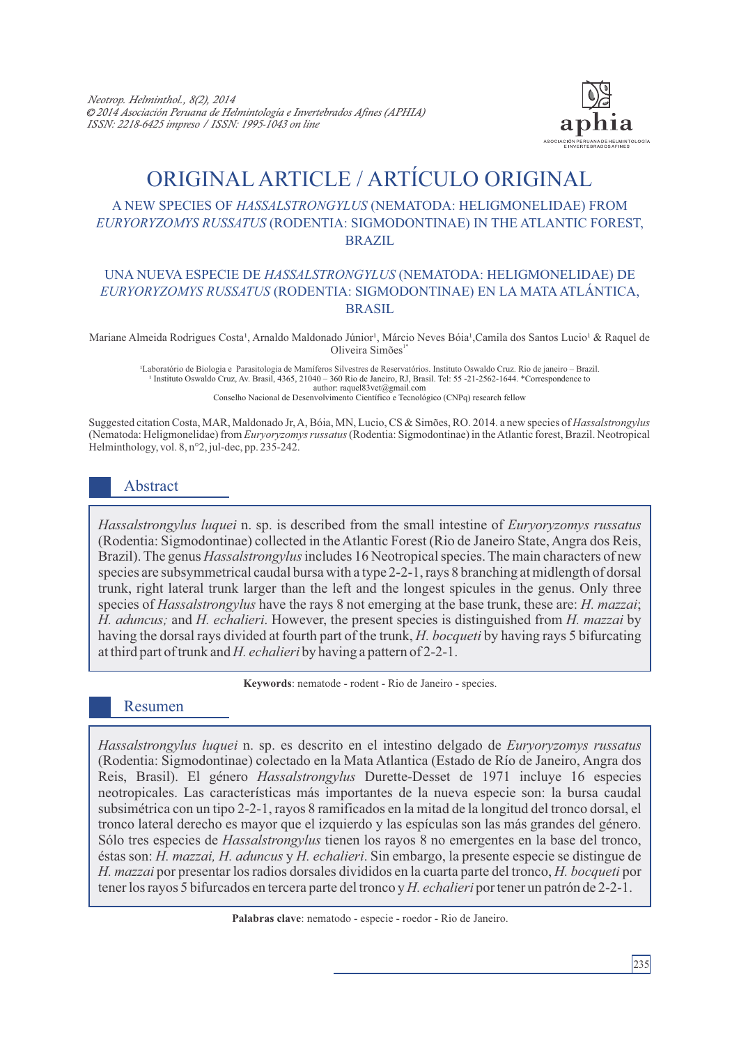Neotrop. Helminthol., 8(2), 2014
© 2014 Asociación Peruana de Helmintología e Invertebrados Afines (APHIA)
ISSN: 2218-6425 impreso / ISSN: 1995-1043 on line

# ORIGINAL ARTICLE / ARTÍCULO ORIGINAL

## A NEW SPECIES OF *HASSALSTRONGYLUS* (NEMATODA: HELIGMONELIDAE) FROM *EURYORYZOMYS RUSSATUS* (RODENTIA: SIGMODONTINAE) IN THE ATLANTIC FOREST, BRAZIL

## UNA NUEVA ESPECIE DE *HASSALSTRONGYLUS* (NEMATODA: HELIGMONELIDAE) DE *EURYORYZOMYS RUSSATUS* (RODENTIA: SIGMODONTINAE) EN LA MATA ATLÁNTICA, BRASIL

Mariane Almeida Rodrigues Costa[1], Arnaldo Maldonado Júnior[1], Márcio Neves Bóia[1], Camila dos Santos Lucio[1] & Raquel de Oliveira Simões[1*]

[1]Laboratório de Biologia e Parasitologia de Mamíferos Silvestres de Reservatórios. Instituto Oswaldo Cruz. Rio de janeiro – Brazil.
[1] Instituto Oswaldo Cruz, Av. Brasil, 4365, 21040 – 360 Rio de Janeiro, RJ, Brasil. Tel: 55 -21-2562-1644. *Correspondence to author: raquel83vet@gmail.com
Conselho Nacional de Desenvolvimento Científico e Tecnológico (CNPq) research fellow

Suggested citation Costa, MAR, Maldonado Jr, A, Bóia, MN, Lucio, CS & Simões, RO. 2014. a new species of *Hassalstrongylus* (Nematoda: Heligmonelidae) from *Euryoryzomys russatus* (Rodentia: Sigmodontinae) in the Atlantic forest, Brazil. Neotropical Helminthology, vol. 8, n°2, jul-dec, pp. 235-242.

## Abstract

*Hassalstrongylus luquei* n. sp. is described from the small intestine of *Euryoryzomys russatus* (Rodentia: Sigmodontinae) collected in the Atlantic Forest (Rio de Janeiro State, Angra dos Reis, Brazil). The genus *Hassalstrongylus* includes 16 Neotropical species. The main characters of new species are subsymmetrical caudal bursa with a type 2-2-1, rays 8 branching at midlength of dorsal trunk, right lateral trunk larger than the left and the longest spicules in the genus. Only three species of *Hassalstrongylus* have the rays 8 not emerging at the base trunk, these are: *H. mazzai*; *H. aduncus;* and *H. echalieri*. However, the present species is distinguished from *H. mazzai* by having the dorsal rays divided at fourth part of the trunk, *H. bocqueti* by having rays 5 bifurcating at third part of trunk and *H. echalieri* by having a pattern of 2-2-1.

**Keywords**: nematode - rodent - Rio de Janeiro - species.

## Resumen

*Hassalstrongylus luquei* n. sp. es descrito en el intestino delgado de *Euryoryzomys russatus* (Rodentia: Sigmodontinae) colectado en la Mata Atlantica (Estado de Río de Janeiro, Angra dos Reis, Brasil). El género *Hassalstrongylus* Durette-Desset de 1971 incluye 16 especies neotropicales. Las características más importantes de la nueva especie son: la bursa caudal subsimétrica con un tipo 2-2-1, rayos 8 ramificados en la mitad de la longitud del tronco dorsal, el tronco lateral derecho es mayor que el izquierdo y las espículas son las más grandes del género. Sólo tres especies de *Hassalstrongylus* tienen los rayos 8 no emergentes en la base del tronco, éstas son: *H. mazzai, H. aduncus* y *H. echalieri*. Sin embargo, la presente especie se distingue de *H. mazzai* por presentar los radios dorsales divididos en la cuarta parte del tronco, *H. bocqueti* por tener los rayos 5 bifurcados en tercera parte del tronco y *H. echalieri* por tener un patrón de 2-2-1.

**Palabras clave**: nematodo - especie - roedor - Rio de Janeiro.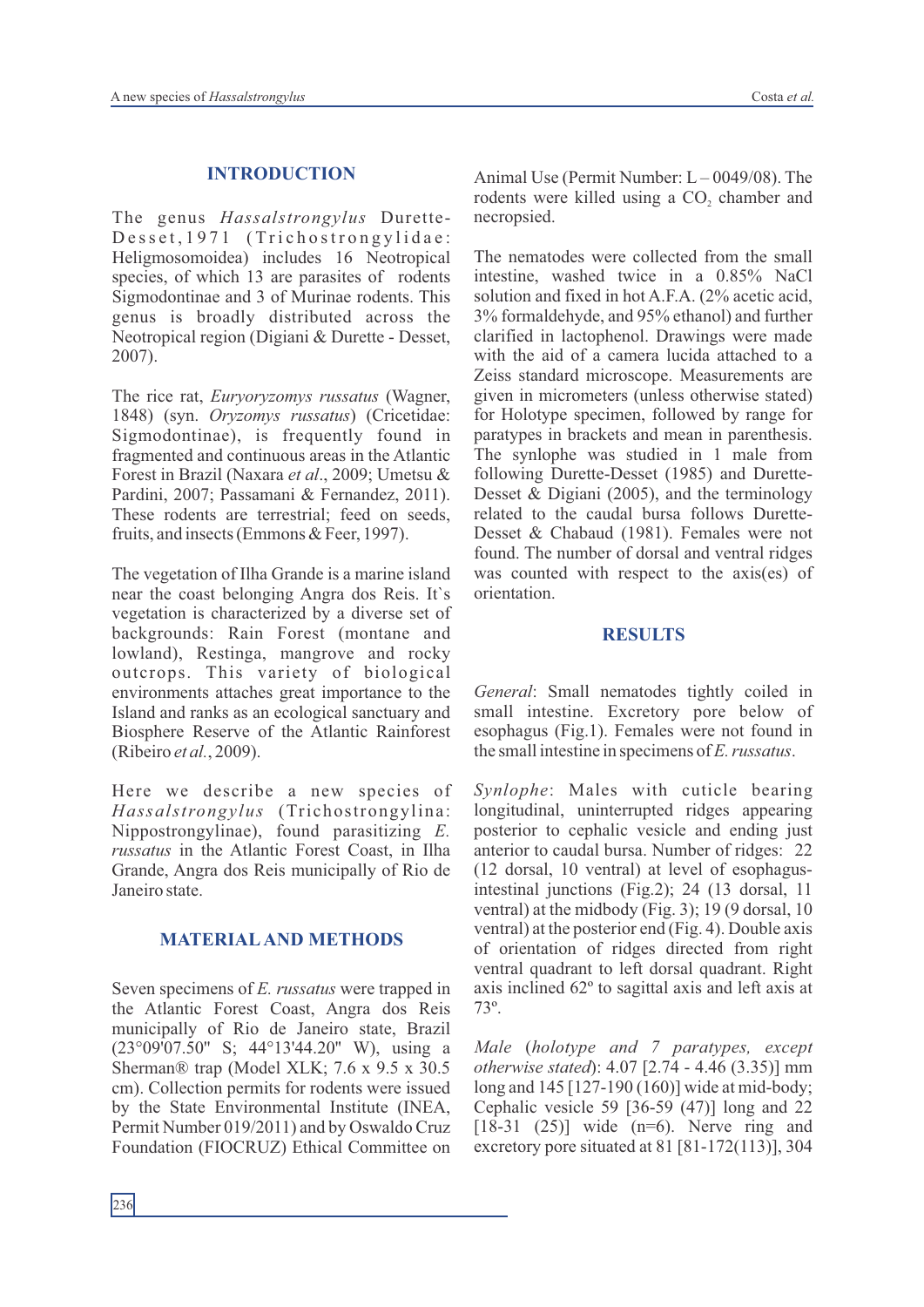## INTRODUCTION

The genus *Hassalstrongylus* Durette-Desset,1971 (Trichostrongylidae: Heligmosomoidea) includes 16 Neotropical species, of which 13 are parasites of rodents Sigmodontinae and 3 of Murinae rodents. This genus is broadly distributed across the Neotropical region (Digiani & Durette - Desset, 2007).

The rice rat, *Euryoryzomys russatus* (Wagner, 1848) (syn. *Oryzomys russatus*) (Cricetidae: Sigmodontinae), is frequently found in fragmented and continuous areas in the Atlantic Forest in Brazil (Naxara *et al*., 2009; Umetsu & Pardini, 2007; Passamani & Fernandez, 2011). These rodents are terrestrial; feed on seeds, fruits, and insects (Emmons & Feer, 1997).

The vegetation of Ilha Grande is a marine island near the coast belonging Angra dos Reis. It`s vegetation is characterized by a diverse set of backgrounds: Rain Forest (montane and lowland), Restinga, mangrove and rocky outcrops. This variety of biological environments attaches great importance to the Island and ranks as an ecological sanctuary and Biosphere Reserve of the Atlantic Rainforest (Ribeiro *et al.*, 2009).

Here we describe a new species of *Hassalstrongylus* (Trichostrongylina: Nippostrongylinae), found parasitizing *E. russatus* in the Atlantic Forest Coast, in Ilha Grande, Angra dos Reis municipally of Rio de Janeiro state.

## MATERIAL AND METHODS

Seven specimens of *E. russatus* were trapped in the Atlantic Forest Coast, Angra dos Reis municipally of Rio de Janeiro state, Brazil (23°09'07.50" S; 44°13'44.20" W), using a Sherman® trap (Model XLK; 7.6 x 9.5 x 30.5 cm). Collection permits for rodents were issued by the State Environmental Institute (INEA, Permit Number 019/2011) and by Oswaldo Cruz Foundation (FIOCRUZ) Ethical Committee on Animal Use (Permit Number: L – 0049/08). The rodents were killed using a $CO_2$ chamber and necropsied.

The nematodes were collected from the small intestine, washed twice in a 0.85% NaCl solution and fixed in hot A.F.A. (2% acetic acid, 3% formaldehyde, and 95% ethanol) and further clarified in lactophenol. Drawings were made with the aid of a camera lucida attached to a Zeiss standard microscope. Measurements are given in micrometers (unless otherwise stated) for Holotype specimen, followed by range for paratypes in brackets and mean in parenthesis. The synlophe was studied in 1 male from following Durette-Desset (1985) and Durette-Desset & Digiani (2005), and the terminology related to the caudal bursa follows Durette-Desset & Chabaud (1981). Females were not found. The number of dorsal and ventral ridges was counted with respect to the axis(es) of orientation.

## RESULTS

*General*: Small nematodes tightly coiled in small intestine. Excretory pore below of esophagus (Fig.1). Females were not found in the small intestine in specimens of *E. russatus*.

*Synlophe*: Males with cuticle bearing longitudinal, uninterrupted ridges appearing posterior to cephalic vesicle and ending just anterior to caudal bursa. Number of ridges: 22 (12 dorsal, 10 ventral) at level of esophagus-intestinal junctions (Fig.2); 24 (13 dorsal, 11 ventral) at the midbody (Fig. 3); 19 (9 dorsal, 10 ventral) at the posterior end (Fig. 4). Double axis of orientation of ridges directed from right ventral quadrant to left dorsal quadrant. Right axis inclined 62º to sagittal axis and left axis at 73º.

*Male* (*holotype and 7 paratypes, except otherwise stated*): 4.07 [2.74 - 4.46 (3.35)] mm long and 145 [127-190 (160)] wide at mid-body; Cephalic vesicle 59 [36-59 (47)] long and 22 [18-31 (25)] wide (n=6). Nerve ring and excretory pore situated at 81 [81-172(113)], 304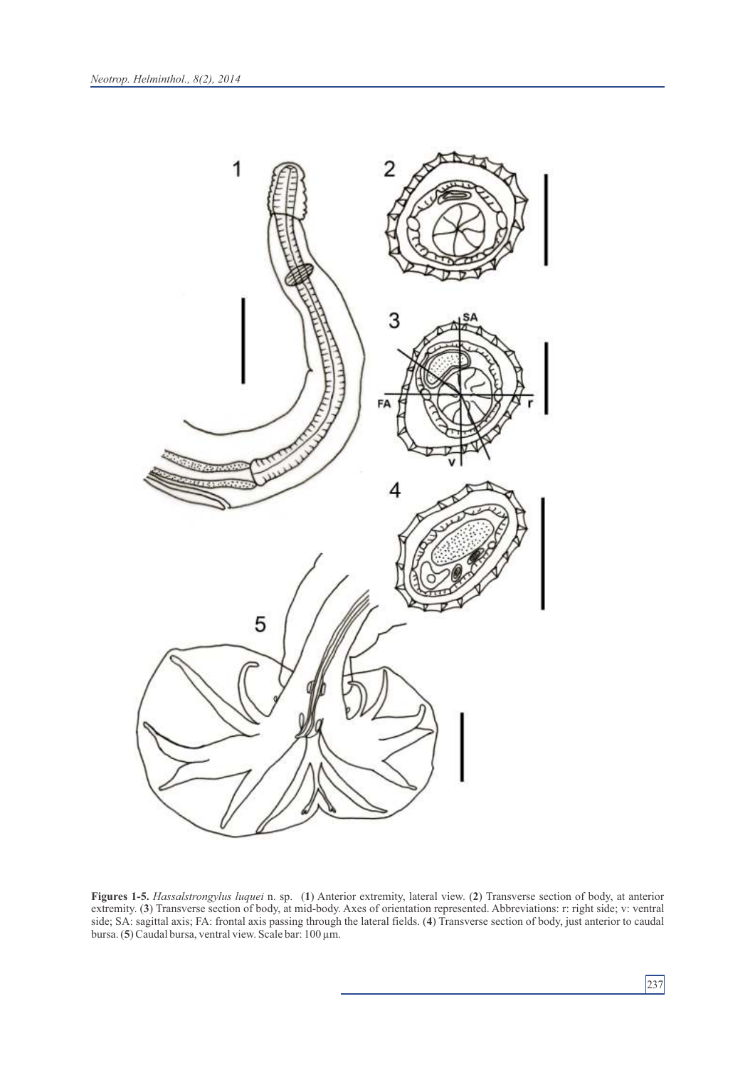**Figures 1-5.** *Hassalstrongylus luquei* n. sp. (**1**) Anterior extremity, lateral view. (**2**) Transverse section of body, at anterior extremity. (**3**) Transverse section of body, at mid-body. Axes of orientation represented. Abbreviations: r: right side; v: ventral side; SA: sagittal axis; FA: frontal axis passing through the lateral fields. (**4**) Transverse section of body, just anterior to caudal bursa. (**5**) Caudal bursa, ventral view. Scale bar: 100 µm.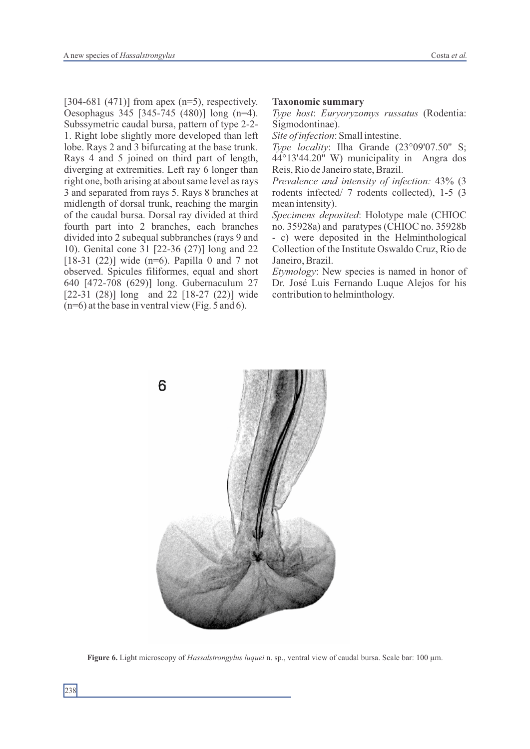[304-681 (471)] from apex (n=5), respectively. Oesophagus 345 [345-745 (480)] long (n=4). Subssymetric caudal bursa, pattern of type 2-2-1. Right lobe slightly more developed than left lobe. Rays 2 and 3 bifurcating at the base trunk. Rays 4 and 5 joined on third part of length, diverging at extremities. Left ray 6 longer than right one, both arising at about same level as rays 3 and separated from rays 5. Rays 8 branches at midlength of dorsal trunk, reaching the margin of the caudal bursa. Dorsal ray divided at third fourth part into 2 branches, each branches divided into 2 subequal subbranches (rays 9 and 10). Genital cone 31 [22-36 (27)] long and 22 [18-31 (22)] wide (n=6). Papilla 0 and 7 not observed. Spicules filiformes, equal and short 640 [472-708 (629)] long. Gubernaculum 27 [22-31 (28)] long and 22 [18-27 (22)] wide (n=6) at the base in ventral view (Fig. 5 and 6).

**Taxonomic summary**

*Type host*: *Euryoryzomys russatus* (Rodentia: Sigmodontinae).

*Site of infection*: Small intestine.

*Type locality*: Ilha Grande (23°09'07.50" S; 44°13'44.20" W) municipality in Angra dos Reis, Rio de Janeiro state, Brazil.

*Prevalence and intensity of infection:* 43% (3 rodents infected/ 7 rodents collected), 1-5 (3 mean intensity).

*Specimens deposited*: Holotype male (CHIOC no. 35928a) and paratypes (CHIOC no. 35928b - c) were deposited in the Helminthological Collection of the Institute Oswaldo Cruz, Rio de Janeiro, Brazil.

*Etymology*: New species is named in honor of Dr. José Luis Fernando Luque Alejos for his contribution to helminthology.

**Figure 6.** Light microscopy of *Hassalstrongylus luquei* n. sp., ventral view of caudal bursa. Scale bar: 100 µm.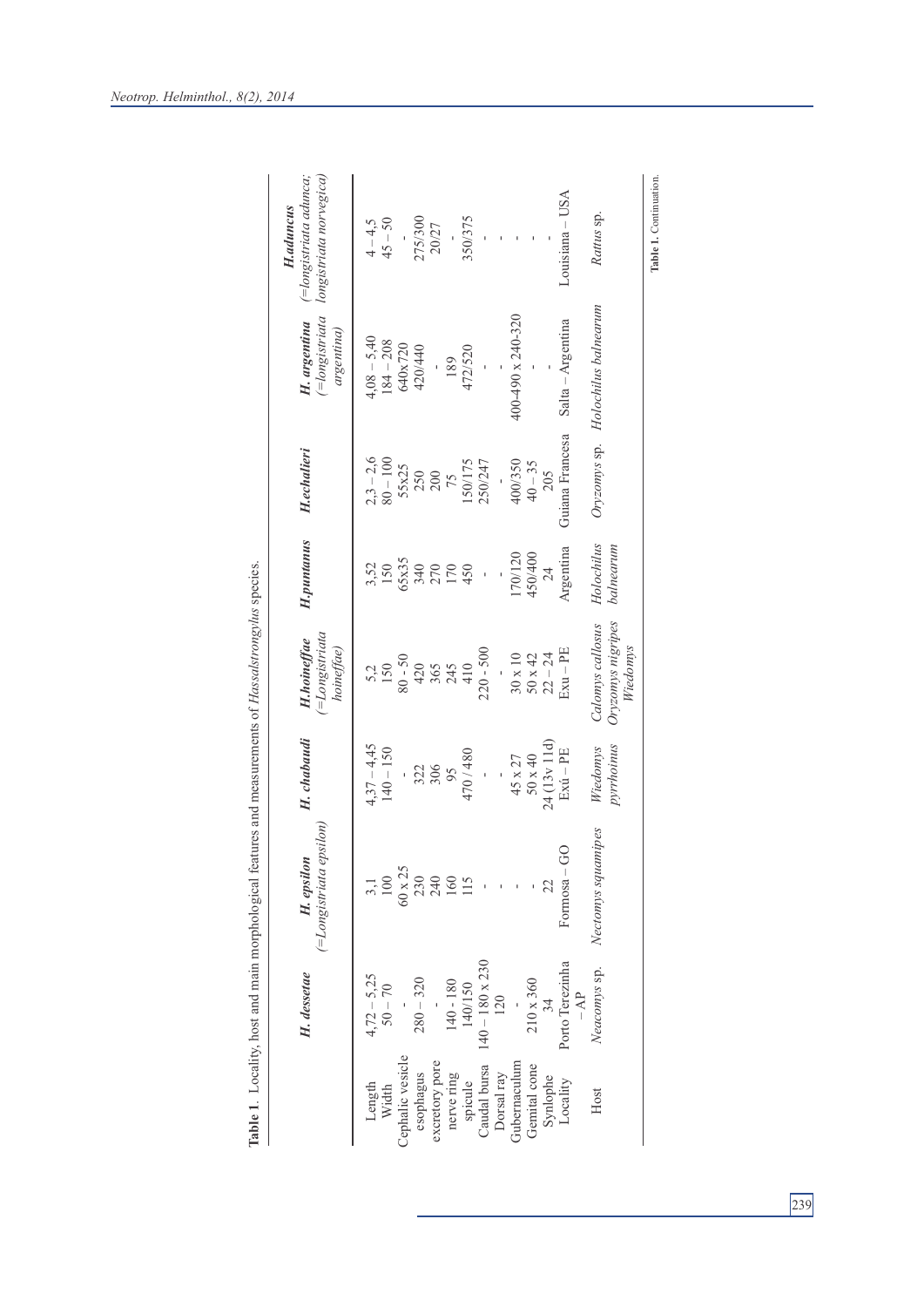**Table 1**. Locality, host and main morphological features and measurements of *Hassalstrongylus* species.

| | *H. dessetae* | *H. epsilon* (=*Longistriata epsilon*) | *H. chabaudi* | *H.hoineffae* (=*Longistriata hoineffae*) | *H.puntanus* | *H.echalieri* | *H. argentina* (=*longistriata argentina*) | *H.aduncus* (=*longistriata adunca*; *longistriata norvegica*) |
|---|---|---|---|---|---|---|---|---|
| Length | 4,72 – 5,25 | 3,1 | 4,37 – 4,45 | 5,2 | 3,52 | 2,3 – 2,6 | 4,08 – 5,40 | 4 – 4,5 |
| Width | 50 – 70 | 100 | 140 – 150 | 150 | 150 | 80 – 100 | 184 – 208 | 45 – 50 |
| Cephalic vesicle | - | 60 x 25 | - | 80 - 50 | 65x35 | 55x25 | 640x720 | - |
| esophagus | 280 – 320 | 230 | 322 | 420 | 340 | 250 | 420/440 | 275/300 |
| excretory pore | - | 240 | 306 | 365 | 270 | 200 | - | 20/27 |
| nerve ring | 140 - 180 | 160 | 95 | 245 | 170 | 75 | 189 | - |
| spicule | 140/150 | 115 | 470 / 480 | 410 | 450 | 150/175 | 472/520 | 350/375 |
| Caudal bursa | 140 – 180 x 230 | - | - | 220 - 500 | - | 250/247 | - | - |
| Dorsal ray | 120 | - | - | - | - | - | - | - |
| Gubernaculum | - | - | 45 x 27 | 30 x 10 | 170/120 | 400/350 | 400-490 x 240-320 | - |
| Genital cone | 210 x 360 | - | 50 x 40 | 50 x 42 | 450/400 | 40 – 35 | - | - |
| Synlophe | 34 | 22 | 24 (13v 11d) | 22 – 24 | 24 | 205 | - | - |
| Locality | Porto Terezinha – AP | Formosa – GO | Exú – PE | Exu – PE | Argentina | Guiana Francesa | Salta – Argentina | Louisiana – USA |
| Host | *Neacomys* sp. | *Nectomys squamipes* | *Wiedomys pyrrhoinus* | *Calomys callosus Oryzomys nigripes Wiedomys* | *Holochilus balnearum* | *Oryzomys* sp. | *Holochilus balnearum* | *Rattus* sp. |

**Table 1.** Continuation.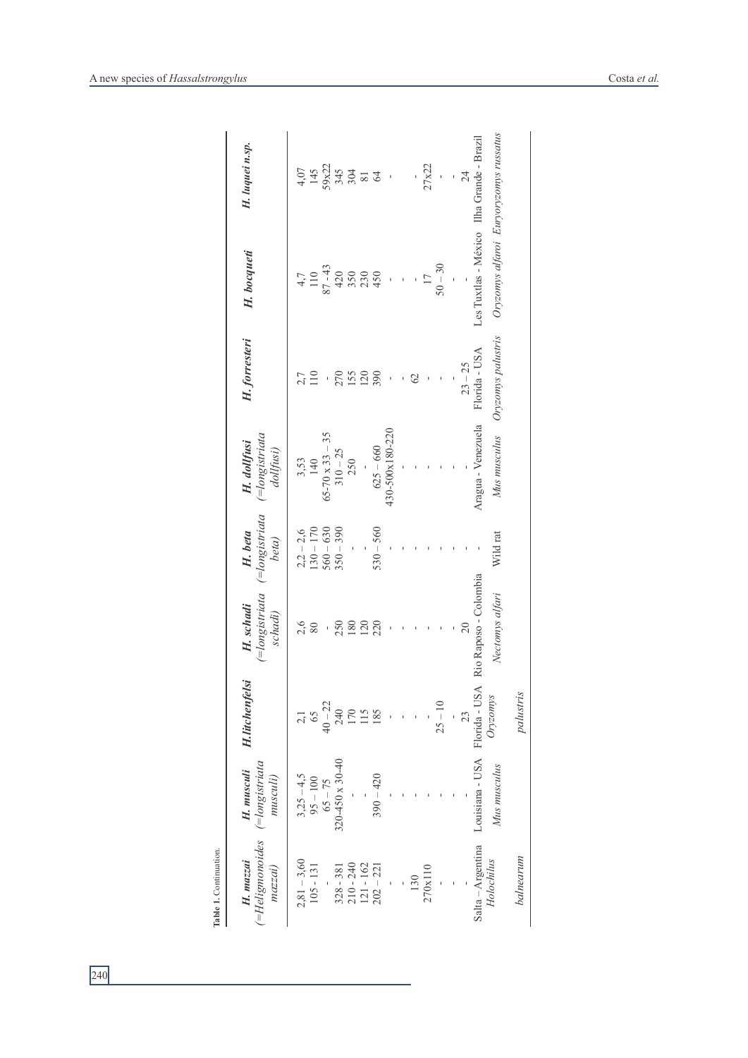Table 1. Continuation.

| *H. mazzai* (=*Heligmonoides mazzai*) | *H. musculi* (=*longistriata musculi*) | *H. litchenfelsi* | *H. schadi* (=*longistriata schadi*) | *H. beta* (=*longistriata beta*) | *H. dollfusi* (=*longistriata dollfusi*) | *H. forresteri* | *H. bocqueti* | *H. luquei n.sp.* |
|---|---|---|---|---|---|---|---|---|
| 2,81 – 3,60 | 3,25 – 4,5 | 2,1 | 2,6 | 2,2 – 2,6 | 3,53 | 2,7 | 4,7 | 4,07 |
| 105 - 131 | 95 – 100 | 65 | 80 | 130 – 170 | 140 | 110 | 110 | 145 |
| - | 65 – 75 | 40 – 22 | - | 560 – 630 | 65-70 x 33 – 35 | - | 87 - 43 | 59x22 |
| 328 - 381 | 320-450 x 30-40 | 240 | 250 | 350 – 390 | 310 – 25 | 270 | 420 | 345 |
| 210 - 240 | - | 170 | 180 | - | 250 | 155 | 350 | 304 |
| 121 - 162 | - | 115 | 120 | - | - | 120 | 230 | 81 |
| 202 - 221 | 390 – 420 | 185 | 220 | 530 – 560 | 625 – 660 | 390 | 450 | 64 |
| - | - | - | - | - | 430-500x180-220 | - | - | - |
| - | - | - | - | - | - | - | - | |
| 130 | - | - | - | - | - | 62 | - | - |
| 270x110 | - | - | - | - | - | - | 17 | 27x22 |
| - | - | 25 – 10 | - | - | - | - | 50 – 30 | - |
| - | - | - | - | - | - | - | - | - |
| - | - | 23 | 20 | - | - | 23 – 25 | - | 24 |
| Salta – Argentina | Louisiana - USA | Florida - USA | Rio Raposo - Colombia | - | Aragua - Venezuela | Florida - USA | Les Tuxtlas - México | Ilha Grande - Brazil |
| *Holochilus balnearum* | *Mus musculus* | *Oryzomys palustris* | *Nectomys alfari* | Wild rat | *Mus musculus* | *Oryzomys palustris* | *Oryzomys alfaroi* | *Euryoryzomys russatus* |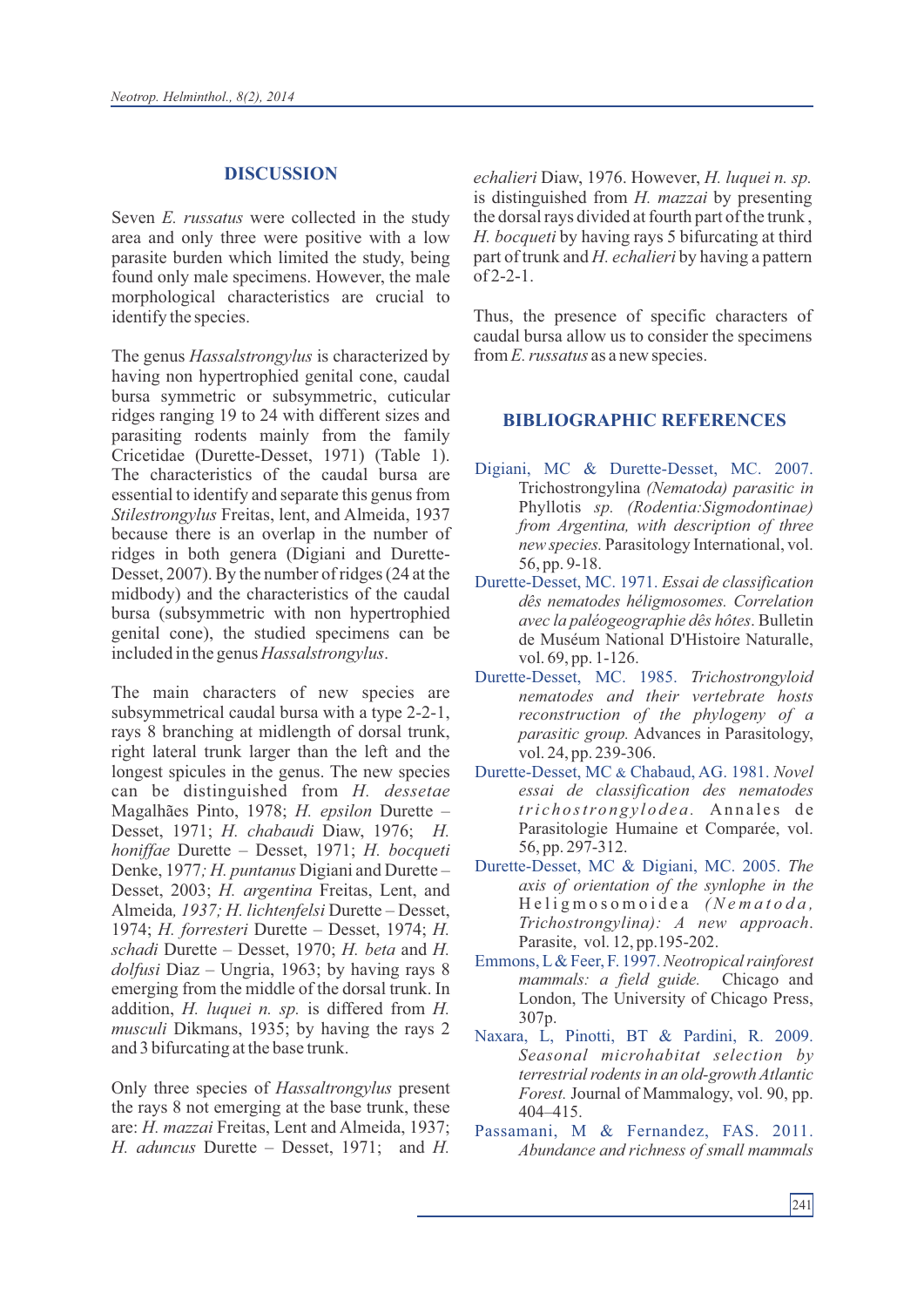## DISCUSSION

Seven *E. russatus* were collected in the study area and only three were positive with a low parasite burden which limited the study, being found only male specimens. However, the male morphological characteristics are crucial to identify the species.

The genus *Hassalstrongylus* is characterized by having non hypertrophied genital cone, caudal bursa symmetric or subsymmetric, cuticular ridges ranging 19 to 24 with different sizes and parasiting rodents mainly from the family Cricetidae (Durette-Desset, 1971) (Table 1). The characteristics of the caudal bursa are essential to identify and separate this genus from *Stilestrongylus* Freitas, lent, and Almeida, 1937 because there is an overlap in the number of ridges in both genera (Digiani and Durette-Desset, 2007). By the number of ridges (24 at the midbody) and the characteristics of the caudal bursa (subsymmetric with non hypertrophied genital cone), the studied specimens can be included in the genus *Hassalstrongylus*.

The main characters of new species are subsymmetrical caudal bursa with a type 2-2-1, rays 8 branching at midlength of dorsal trunk, right lateral trunk larger than the left and the longest spicules in the genus. The new species can be distinguished from *H. dessetae* Magalhães Pinto, 1978; *H. epsilon* Durette – Desset, 1971; *H. chabaudi* Diaw, 1976; *H. honiffae* Durette – Desset, 1971; *H. bocqueti* Denke, 1977*; H. puntanus* Digiani and Durette – Desset, 2003; *H. argentina* Freitas, Lent, and Almeida*, 1937; H. lichtenfelsi* Durette – Desset, 1974; *H. forresteri* Durette – Desset, 1974; *H. schadi* Durette – Desset, 1970; *H. beta* and *H. dolfusi* Diaz – Ungria, 1963; by having rays 8 emerging from the middle of the dorsal trunk. In addition, *H. luquei n. sp.* is differed from *H. musculi* Dikmans, 1935; by having the rays 2 and 3 bifurcating at the base trunk.

Only three species of *Hassaltrongylus* present the rays 8 not emerging at the base trunk, these are: *H. mazzai* Freitas, Lent and Almeida, 1937; *H. aduncus* Durette – Desset, 1971; and *H. echalieri* Diaw, 1976. However, *H. luquei n. sp.* is distinguished from *H. mazzai* by presenting the dorsal rays divided at fourth part of the trunk , *H. bocqueti* by having rays 5 bifurcating at third part of trunk and *H. echalieri* by having a pattern of 2-2-1.

Thus, the presence of specific characters of caudal bursa allow us to consider the specimens from *E. russatus* as a new species.

## BIBLIOGRAPHIC REFERENCES

Digiani, MC & Durette-Desset, MC. 2007. Trichostrongylina *(Nematoda) parasitic in* Phyllotis *sp. (Rodentia:Sigmodontinae) from Argentina, with description of three new species.* Parasitology International, vol. 56, pp. 9-18.

Durette-Desset, MC. 1971. *Essai de classification dês nematodes héligmosomes. Correlation avec la paléogeographie dês hôtes*. Bulletin de Muséum National D'Histoire Naturalle, vol. 69, pp. 1-126.

Durette-Desset, MC. 1985. *Trichostrongyloid nematodes and their vertebrate hosts reconstruction of the phylogeny of a parasitic group.* Advances in Parasitology, vol. 24, pp. 239-306.

Durette-Desset, MC & Chabaud, AG. 1981. *Novel essai de classification des nematodes trichostrongylodea.* Annales de Parasitologie Humaine et Comparée, vol. 56, pp. 297-312.

Durette-Desset, MC & Digiani, MC. 2005. *The axis of orientation of the synlophe in the Heligmosomoidea (Nematoda, Trichostrongylina): A new approach.* Parasite, vol. 12, pp.195-202.

Emmons, L & Feer, F. 1997. *Neotropical rainforest mammals: a field guide.* Chicago and London, The University of Chicago Press, 307p.

Naxara, L, Pinotti, BT & Pardini, R. 2009. *Seasonal microhabitat selection by terrestrial rodents in an old-growth Atlantic Forest.* Journal of Mammalogy, vol. 90, pp. 404–415.

Passamani, M & Fernandez, FAS. 2011. *Abundance and richness of small mammals*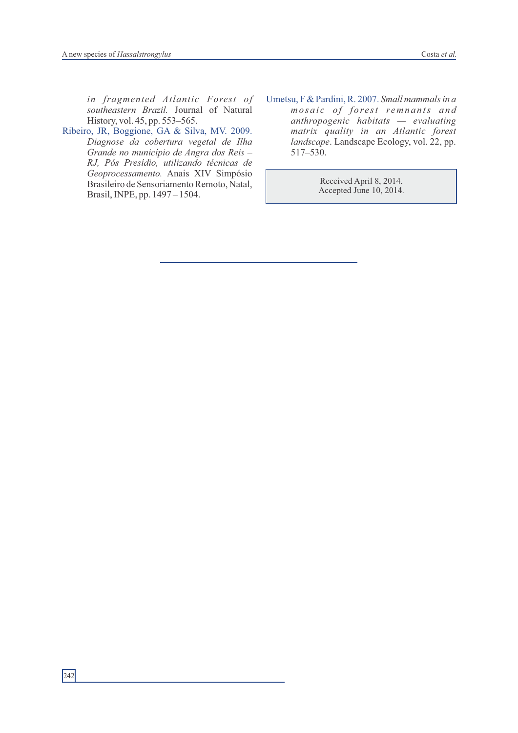*in fragmented Atlantic Forest of southeastern Brazil.* Journal of Natural History, vol. 45, pp. 553–565.

Ribeiro, JR, Boggione, GA & Silva, MV. 2009. *Diagnose da cobertura vegetal de Ilha Grande no município de Angra dos Reis – RJ, Pós Presídio, utilizando técnicas de Geoprocessamento.* Anais XIV Simpósio Brasileiro de Sensoriamento Remoto, Natal, Brasil, INPE, pp. 1497 – 1504.

Umetsu, F & Pardini, R. 2007. *Small mammals in a mosaic of forest remnants and anthropogenic habitats — evaluating matrix quality in an Atlantic forest landscape*. Landscape Ecology, vol. 22, pp. 517–530.

Received April 8, 2014.
Accepted June 10, 2014.